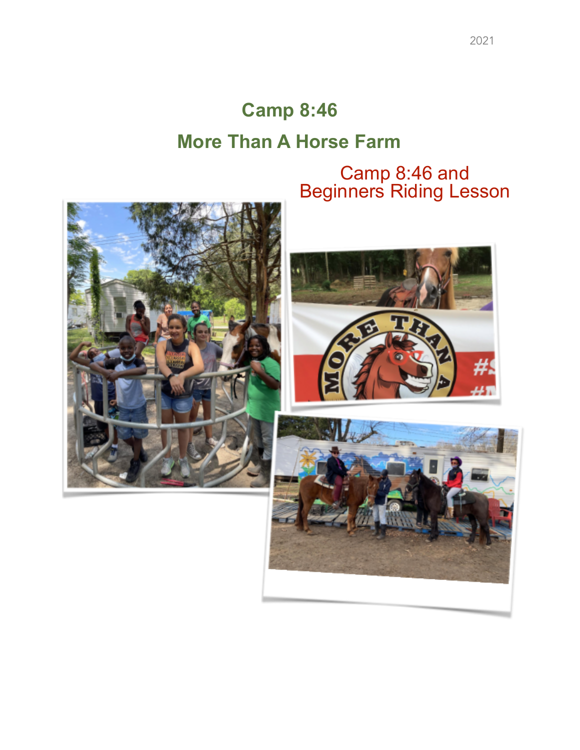2021

# Camp 8:46

# More Than A Horse Farm

Camp 8:46 and
Beginners Riding Lesson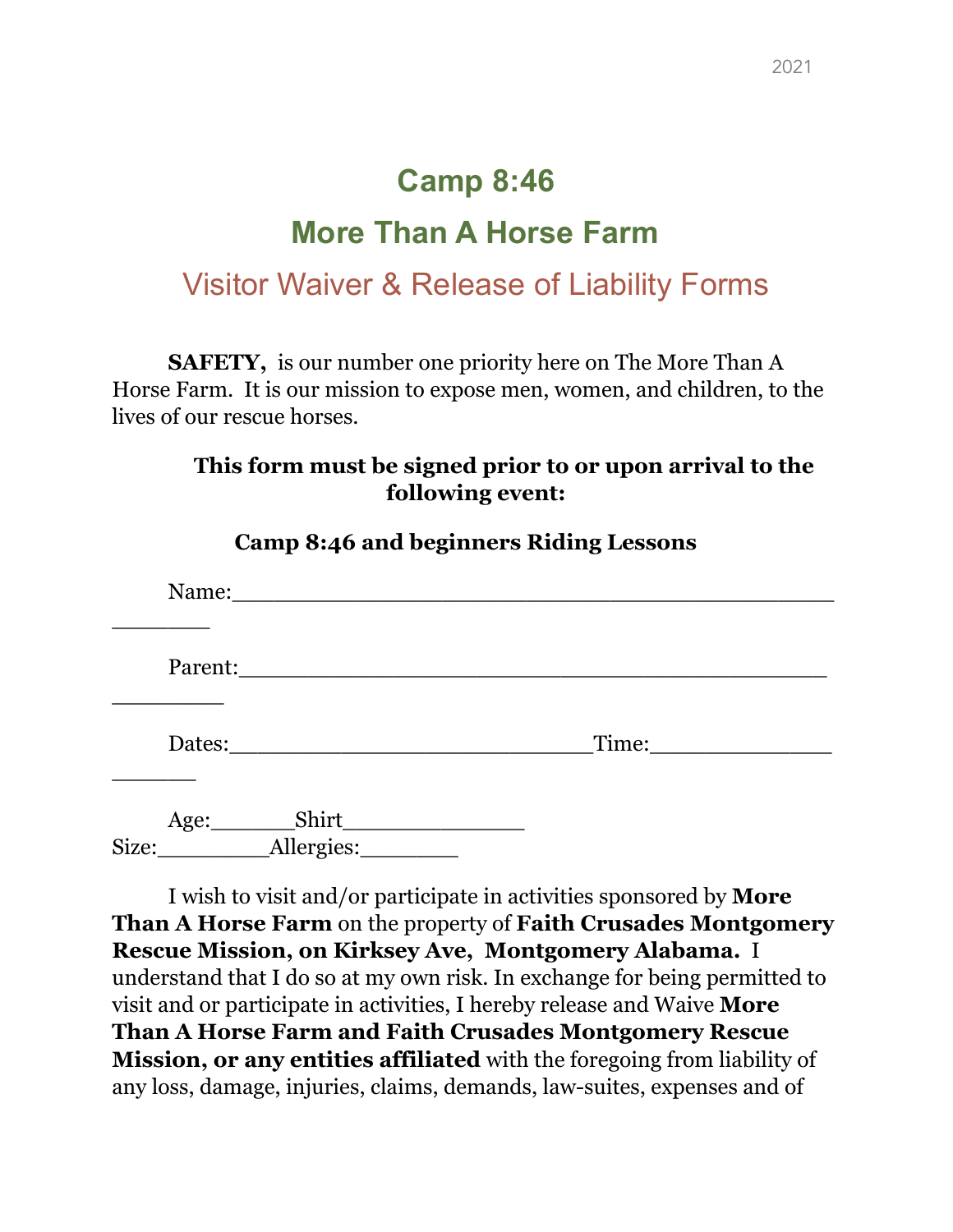# Camp 8:46

## More Than A Horse Farm

## Visitor Waiver & Release of Liability Forms

**SAFETY,** is our number one priority here on The More Than A Horse Farm. It is our mission to expose men, women, and children, to the lives of our rescue horses.

**This form must be signed prior to or upon arrival to the following event:**

**Camp 8:46 and beginners Riding Lessons**

Name:_______________________________________________________

Parent:______________________________________________________

Dates:____________________________Time:_____________________

Age:______Shirt Size:________Allergies:_______

I wish to visit and/or participate in activities sponsored by **More Than A Horse Farm** on the property of **Faith Crusades Montgomery Rescue Mission, on Kirksey Ave, Montgomery Alabama.** I understand that I do so at my own risk. In exchange for being permitted to visit and or participate in activities, I hereby release and Waive **More Than A Horse Farm and Faith Crusades Montgomery Rescue Mission, or any entities affiliated** with the foregoing from liability of any loss, damage, injuries, claims, demands, law-suites, expenses and of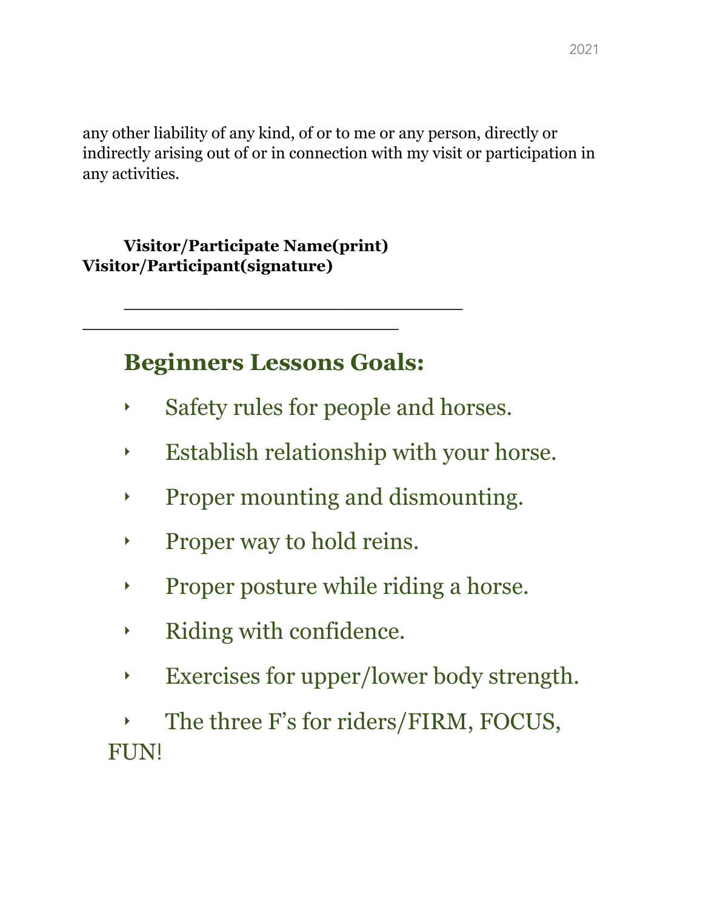any other liability of any kind, of or to me or any person, directly or indirectly arising out of or in connection with my visit or participation in any activities.

**Visitor/Participate Name(print)**
**Visitor/Participant(signature)**

______________________________

____________________________

## Beginners Lessons Goals:

- Safety rules for people and horses.
- Establish relationship with your horse.
- Proper mounting and dismounting.
- Proper way to hold reins.
- Proper posture while riding a horse.
- Riding with confidence.
- Exercises for upper/lower body strength.
- The three F's for riders/FIRM, FOCUS, FUN!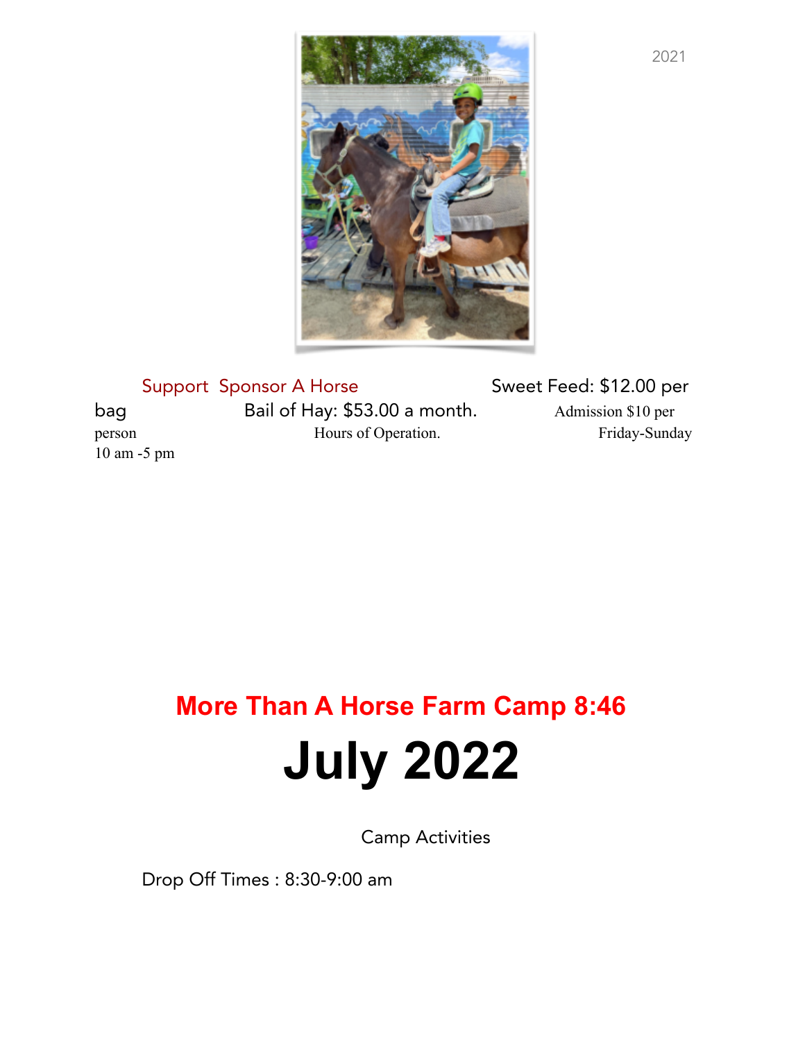2021

Support Sponsor A Horse

Sweet Feed: $12.00 per bag

Bail of Hay: $53.00 a month.

Admission $10 per person

Hours of Operation.

Friday-Sunday

10 am -5 pm

# More Than A Horse Farm Camp 8:46

# July 2022

Camp Activities

Drop Off Times : 8:30-9:00 am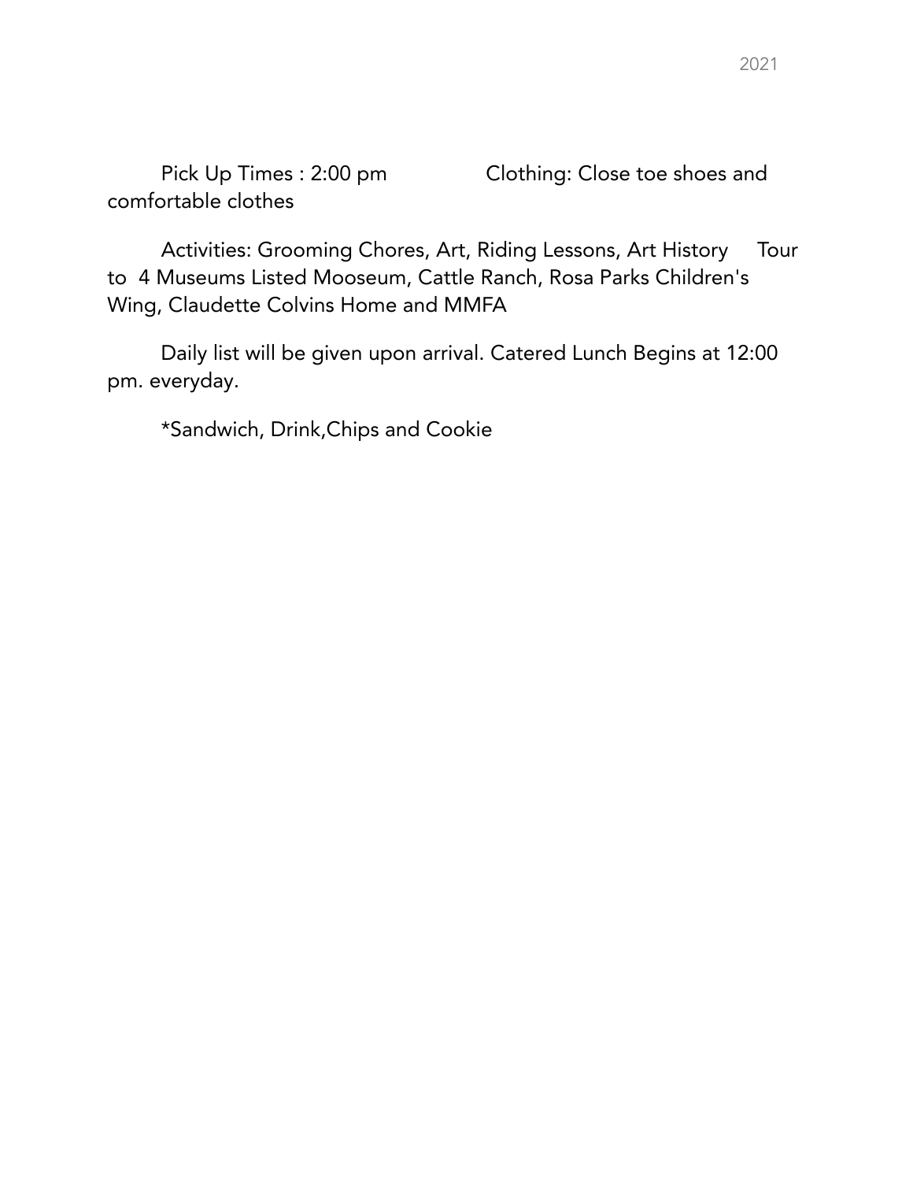2021

Pick Up Times : 2:00 pm Clothing: Close toe shoes and comfortable clothes

Activities: Grooming Chores, Art, Riding Lessons, Art History Tour to 4 Museums Listed Mooseum, Cattle Ranch, Rosa Parks Children's Wing, Claudette Colvins Home and MMFA

Daily list will be given upon arrival. Catered Lunch Begins at 12:00 pm. everyday.

*Sandwich, Drink,Chips and Cookie